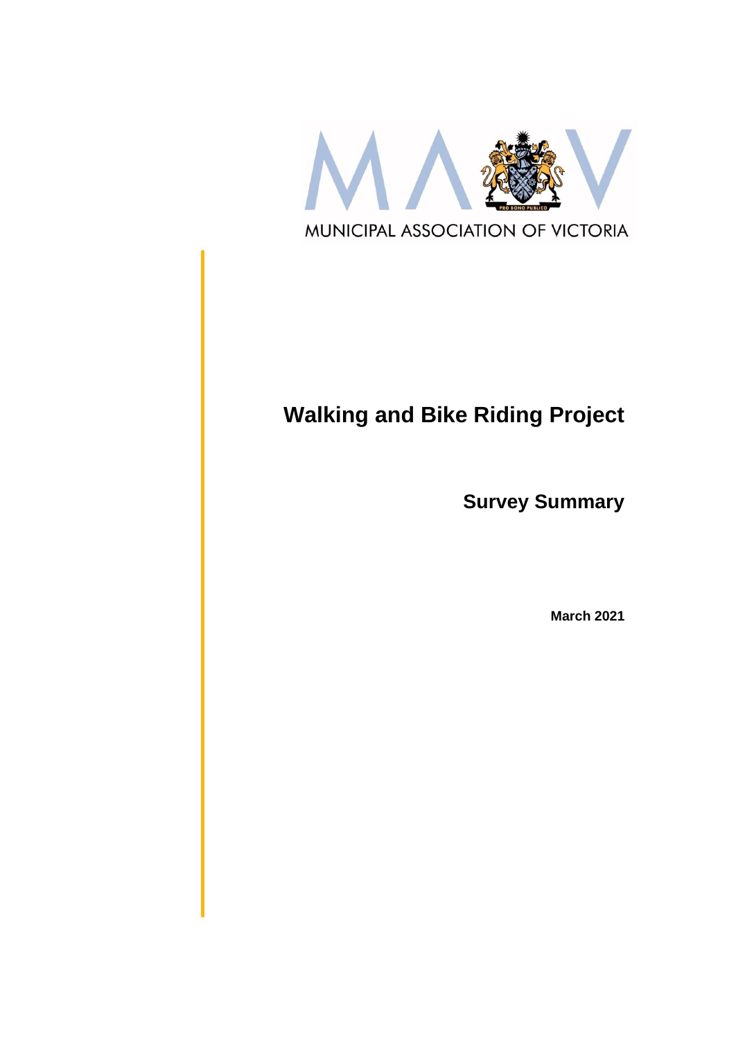MUNICIPAL ASSOCIATION OF VICTORIA

# Walking and Bike Riding Project

## Survey Summary

**March 2021**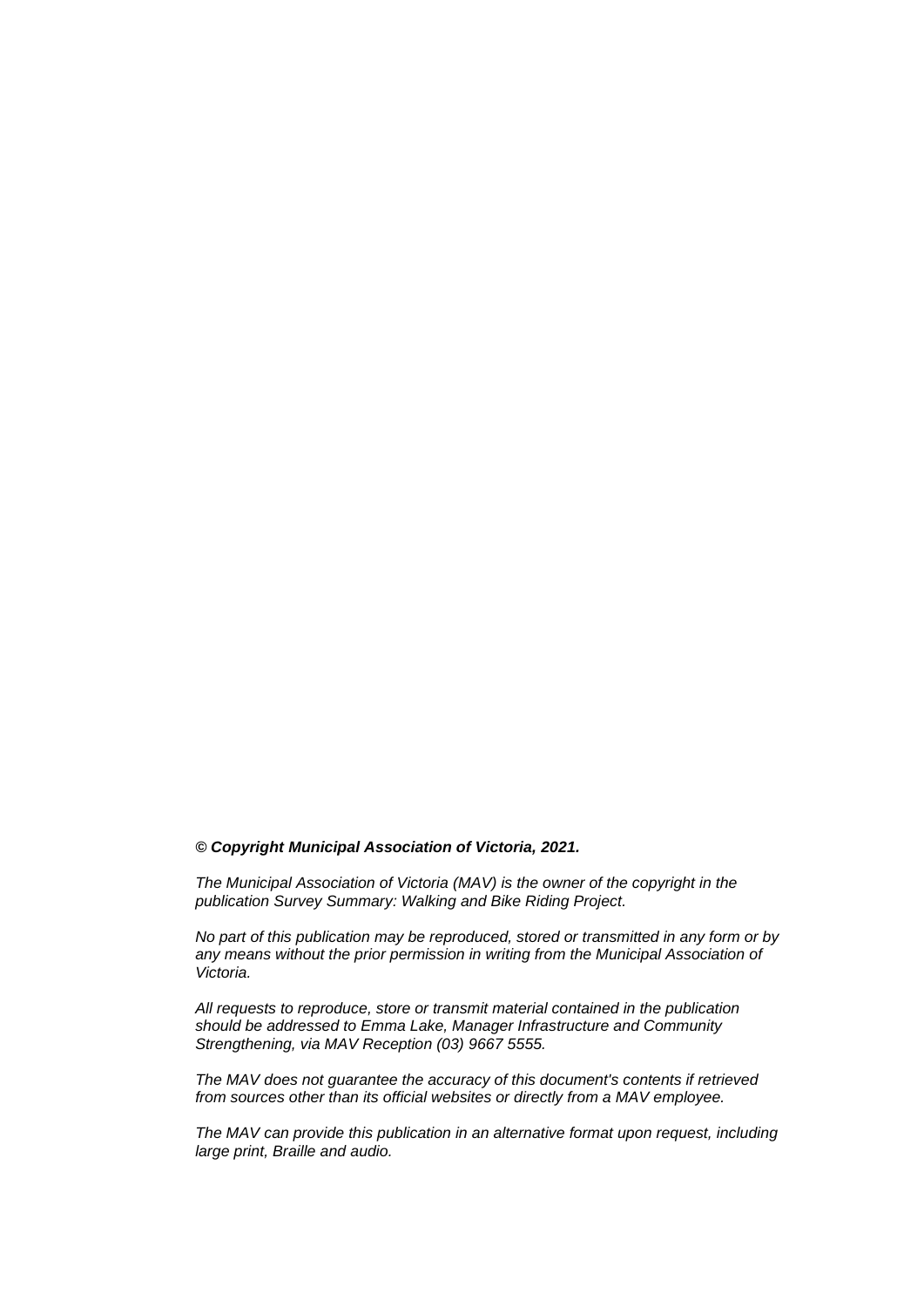***© Copyright Municipal Association of Victoria, 2021.***

*The Municipal Association of Victoria (MAV) is the owner of the copyright in the publication Survey Summary: Walking and Bike Riding Project.*

*No part of this publication may be reproduced, stored or transmitted in any form or by any means without the prior permission in writing from the Municipal Association of Victoria.*

*All requests to reproduce, store or transmit material contained in the publication should be addressed to Emma Lake, Manager Infrastructure and Community Strengthening, via MAV Reception (03) 9667 5555.*

*The MAV does not guarantee the accuracy of this document's contents if retrieved from sources other than its official websites or directly from a MAV employee.*

*The MAV can provide this publication in an alternative format upon request, including large print, Braille and audio.*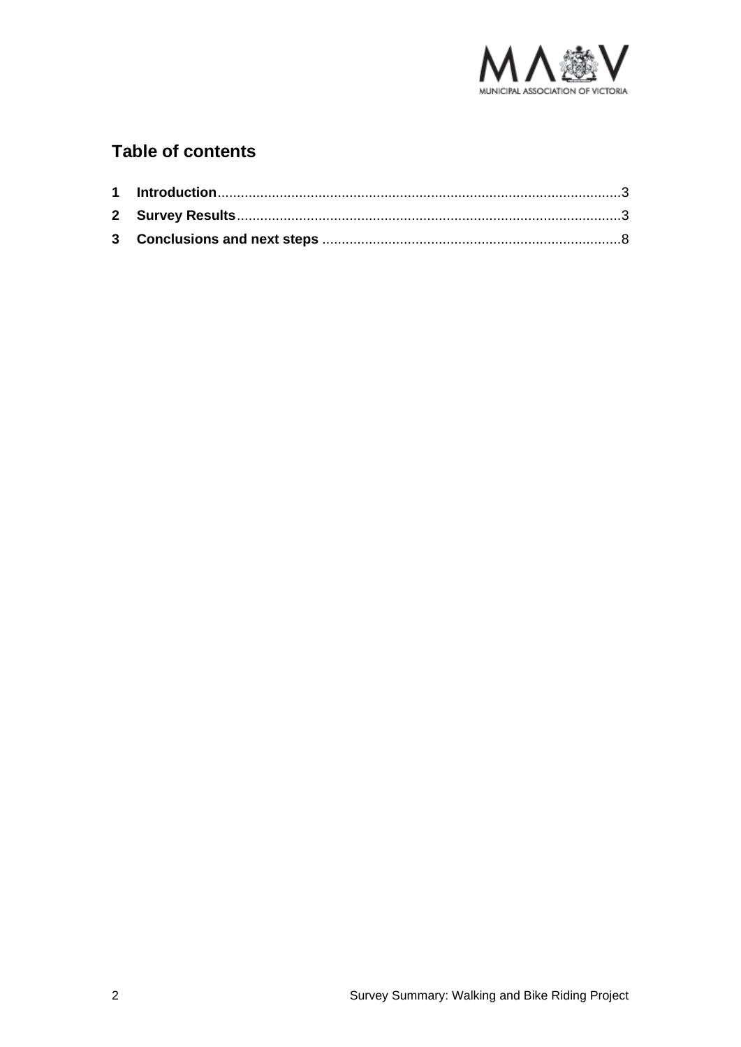## Table of contents

| | | |
|---|---|---|
| **1** | **Introduction** | 3 |
| **2** | **Survey Results** | 3 |
| **3** | **Conclusions and next steps** | 8 |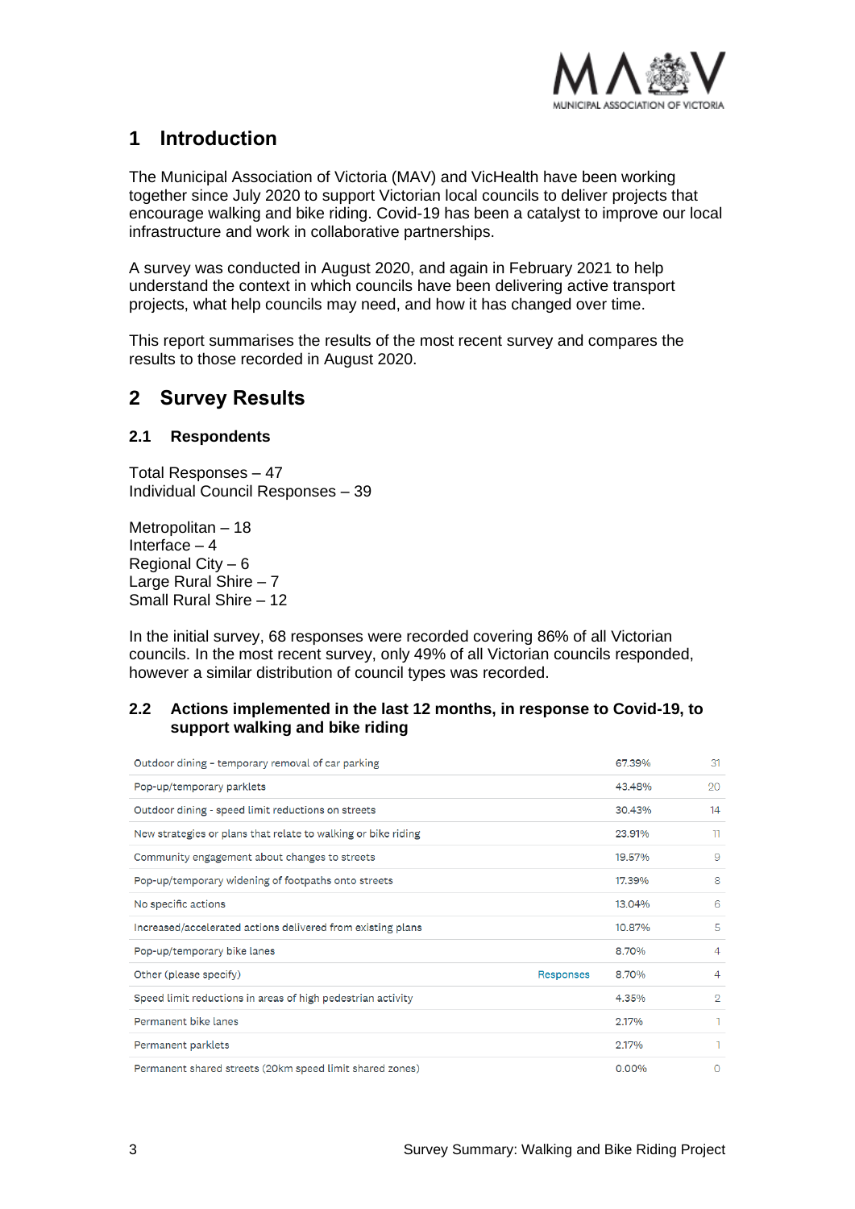# 1 Introduction

The Municipal Association of Victoria (MAV) and VicHealth have been working together since July 2020 to support Victorian local councils to deliver projects that encourage walking and bike riding. Covid-19 has been a catalyst to improve our local infrastructure and work in collaborative partnerships.

A survey was conducted in August 2020, and again in February 2021 to help understand the context in which councils have been delivering active transport projects, what help councils may need, and how it has changed over time.

This report summarises the results of the most recent survey and compares the results to those recorded in August 2020.

# 2 Survey Results

## 2.1 Respondents

Total Responses – 47
Individual Council Responses – 39

Metropolitan – 18
Interface – 4
Regional City – 6
Large Rural Shire – 7
Small Rural Shire – 12

In the initial survey, 68 responses were recorded covering 86% of all Victorian councils. In the most recent survey, only 49% of all Victorian councils responded, however a similar distribution of council types was recorded.

## 2.2 Actions implemented in the last 12 months, in response to Covid-19, to support walking and bike riding

| Action | | % | Count |
|---|---|---|---|
| Outdoor dining – temporary removal of car parking | | 67.39% | 31 |
| Pop-up/temporary parklets | | 43.48% | 20 |
| Outdoor dining - speed limit reductions on streets | | 30.43% | 14 |
| New strategies or plans that relate to walking or bike riding | | 23.91% | 11 |
| Community engagement about changes to streets | | 19.57% | 9 |
| Pop-up/temporary widening of footpaths onto streets | | 17.39% | 8 |
| No specific actions | | 13.04% | 6 |
| Increased/accelerated actions delivered from existing plans | | 10.87% | 5 |
| Pop-up/temporary bike lanes | | 8.70% | 4 |
| Other (please specify) | Responses | 8.70% | 4 |
| Speed limit reductions in areas of high pedestrian activity | | 4.35% | 2 |
| Permanent bike lanes | | 2.17% | 1 |
| Permanent parklets | | 2.17% | 1 |
| Permanent shared streets (20km speed limit shared zones) | | 0.00% | 0 |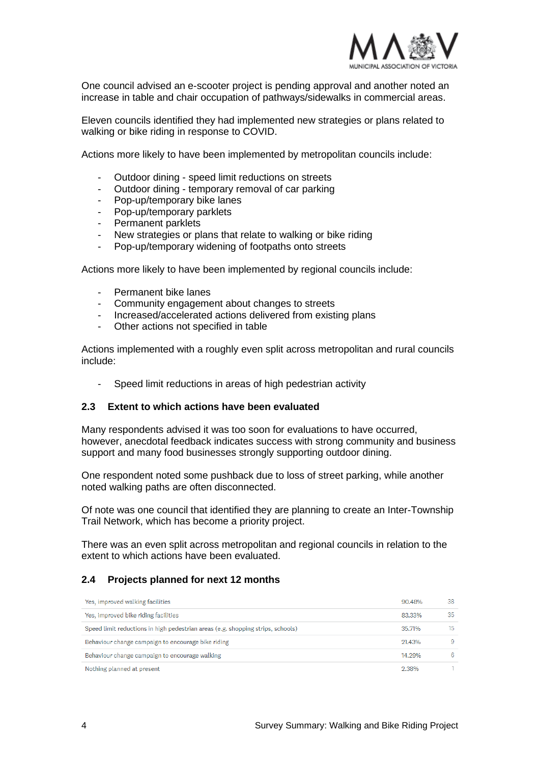One council advised an e-scooter project is pending approval and another noted an increase in table and chair occupation of pathways/sidewalks in commercial areas.

Eleven councils identified they had implemented new strategies or plans related to walking or bike riding in response to COVID.

Actions more likely to have been implemented by metropolitan councils include:

- Outdoor dining - speed limit reductions on streets
- Outdoor dining - temporary removal of car parking
- Pop-up/temporary bike lanes
- Pop-up/temporary parklets
- Permanent parklets
- New strategies or plans that relate to walking or bike riding
- Pop-up/temporary widening of footpaths onto streets

Actions more likely to have been implemented by regional councils include:

- Permanent bike lanes
- Community engagement about changes to streets
- Increased/accelerated actions delivered from existing plans
- Other actions not specified in table

Actions implemented with a roughly even split across metropolitan and rural councils include:

- Speed limit reductions in areas of high pedestrian activity

### 2.3 Extent to which actions have been evaluated

Many respondents advised it was too soon for evaluations to have occurred, however, anecdotal feedback indicates success with strong community and business support and many food businesses strongly supporting outdoor dining.

One respondent noted some pushback due to loss of street parking, while another noted walking paths are often disconnected.

Of note was one council that identified they are planning to create an Inter-Township Trail Network, which has become a priority project.

There was an even split across metropolitan and regional councils in relation to the extent to which actions have been evaluated.

### 2.4 Projects planned for next 12 months

| | | |
|---|---|---|
| Yes, improved walking facilities | 90.48% | 38 |
| Yes, improved bike riding facilities | 83.33% | 35 |
| Speed limit reductions in high pedestrian areas (e.g. shopping strips, schools) | 35.71% | 15 |
| Behaviour change campaign to encourage bike riding | 21.43% | 9 |
| Behaviour change campaign to encourage walking | 14.29% | 6 |
| Nothing planned at present | 2.38% | 1 |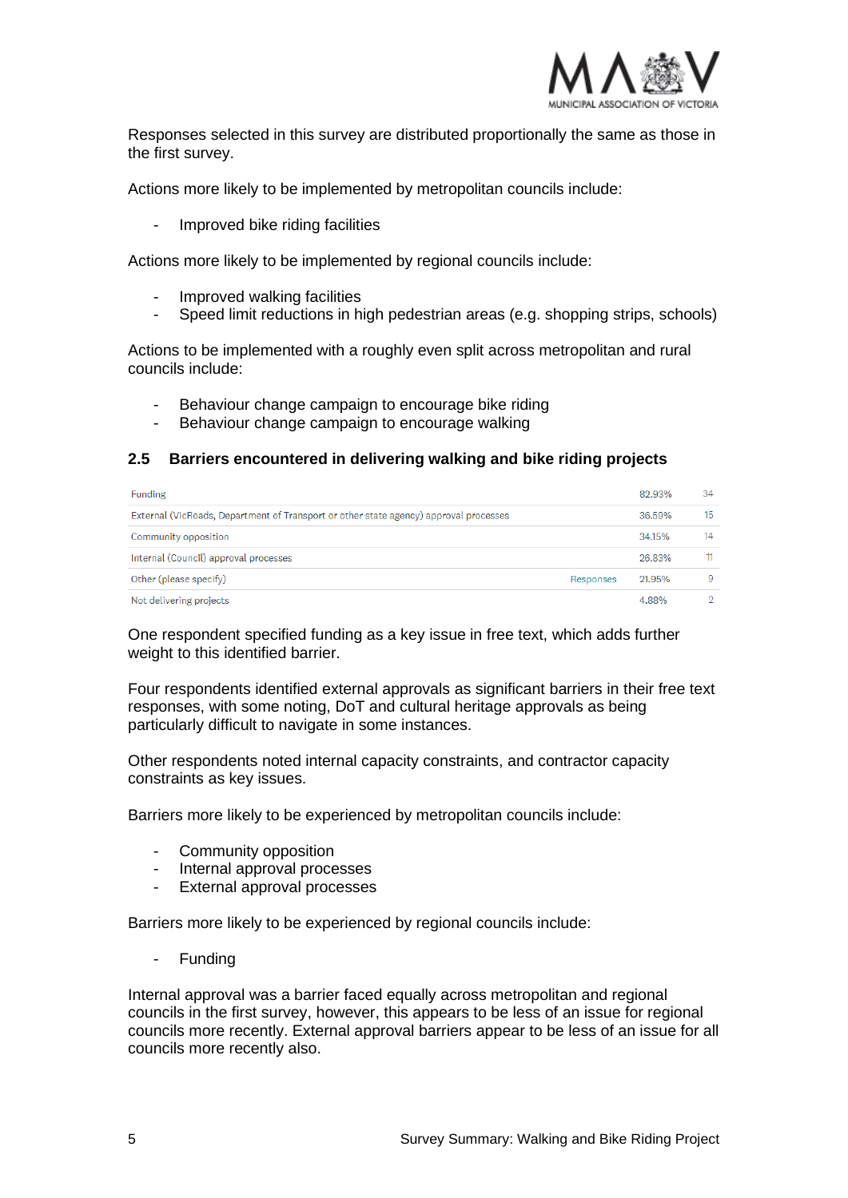Responses selected in this survey are distributed proportionally the same as those in the first survey.

Actions more likely to be implemented by metropolitan councils include:

- Improved bike riding facilities

Actions more likely to be implemented by regional councils include:

- Improved walking facilities
- Speed limit reductions in high pedestrian areas (e.g. shopping strips, schools)

Actions to be implemented with a roughly even split across metropolitan and rural councils include:

- Behaviour change campaign to encourage bike riding
- Behaviour change campaign to encourage walking

## 2.5 Barriers encountered in delivering walking and bike riding projects

| | | | |
|---|---|---|---|
| Funding | | 82.93% | 34 |
| External (VicRoads, Department of Transport or other state agency) approval processes | | 36.59% | 15 |
| Community opposition | | 34.15% | 14 |
| Internal (Council) approval processes | | 26.83% | 11 |
| Other (please specify) | Responses | 21.95% | 9 |
| Not delivering projects | | 4.88% | 2 |

One respondent specified funding as a key issue in free text, which adds further weight to this identified barrier.

Four respondents identified external approvals as significant barriers in their free text responses, with some noting, DoT and cultural heritage approvals as being particularly difficult to navigate in some instances.

Other respondents noted internal capacity constraints, and contractor capacity constraints as key issues.

Barriers more likely to be experienced by metropolitan councils include:

- Community opposition
- Internal approval processes
- External approval processes

Barriers more likely to be experienced by regional councils include:

- Funding

Internal approval was a barrier faced equally across metropolitan and regional councils in the first survey, however, this appears to be less of an issue for regional councils more recently. External approval barriers appear to be less of an issue for all councils more recently also.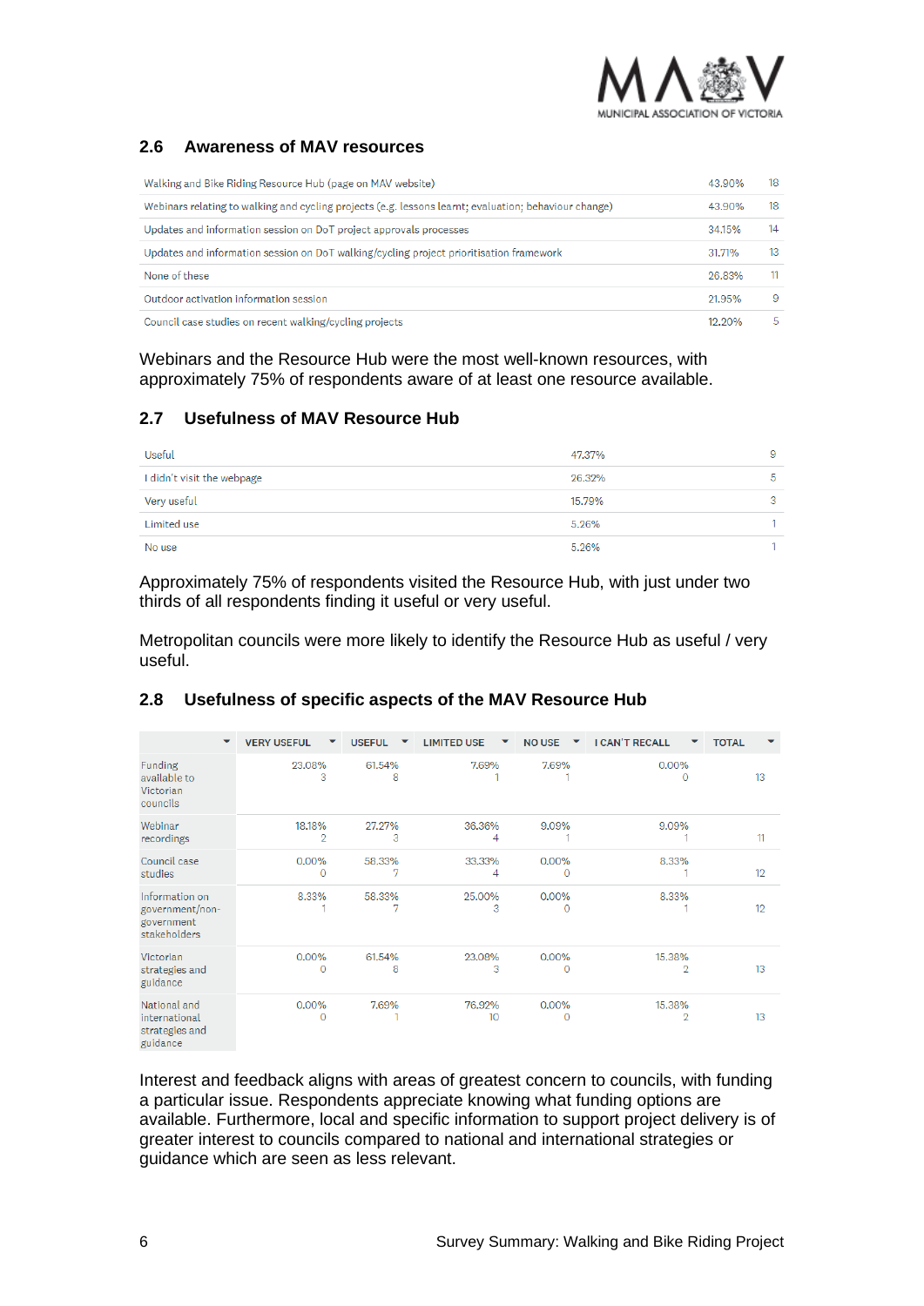## 2.6 Awareness of MAV resources

| | | |
|---|---|---|
| Walking and Bike Riding Resource Hub (page on MAV website) | 43.90% | 18 |
| Webinars relating to walking and cycling projects (e.g. lessons learnt; evaluation; behaviour change) | 43.90% | 18 |
| Updates and information session on DoT project approvals processes | 34.15% | 14 |
| Updates and information session on DoT walking/cycling project prioritisation framework | 31.71% | 13 |
| None of these | 26.83% | 11 |
| Outdoor activation information session | 21.95% | 9 |
| Council case studies on recent walking/cycling projects | 12.20% | 5 |

Webinars and the Resource Hub were the most well-known resources, with approximately 75% of respondents aware of at least one resource available.

## 2.7 Usefulness of MAV Resource Hub

| | | |
|---|---|---|
| Useful | 47.37% | 9 |
| I didn't visit the webpage | 26.32% | 5 |
| Very useful | 15.79% | 3 |
| Limited use | 5.26% | 1 |
| No use | 5.26% | 1 |

Approximately 75% of respondents visited the Resource Hub, with just under two thirds of all respondents finding it useful or very useful.

Metropolitan councils were more likely to identify the Resource Hub as useful / very useful.

## 2.8 Usefulness of specific aspects of the MAV Resource Hub

| | VERY USEFUL | USEFUL | LIMITED USE | NO USE | I CAN'T RECALL | TOTAL |
|---|---|---|---|---|---|---|
| Funding available to Victorian councils | 23.08% 3 | 61.54% 8 | 7.69% 1 | 7.69% 1 | 0.00% 0 | 13 |
| Webinar recordings | 18.18% 2 | 27.27% 3 | 36.36% 4 | 9.09% 1 | 9.09% 1 | 11 |
| Council case studies | 0.00% 0 | 58.33% 7 | 33.33% 4 | 0.00% 0 | 8.33% 1 | 12 |
| Information on government/non-government stakeholders | 8.33% 1 | 58.33% 7 | 25.00% 3 | 0.00% 0 | 8.33% 1 | 12 |
| Victorian strategies and guidance | 0.00% 0 | 61.54% 8 | 23.08% 3 | 0.00% 0 | 15.38% 2 | 13 |
| National and international strategies and guidance | 0.00% 0 | 7.69% 1 | 76.92% 10 | 0.00% 0 | 15.38% 2 | 13 |

Interest and feedback aligns with areas of greatest concern to councils, with funding a particular issue. Respondents appreciate knowing what funding options are available. Furthermore, local and specific information to support project delivery is of greater interest to councils compared to national and international strategies or guidance which are seen as less relevant.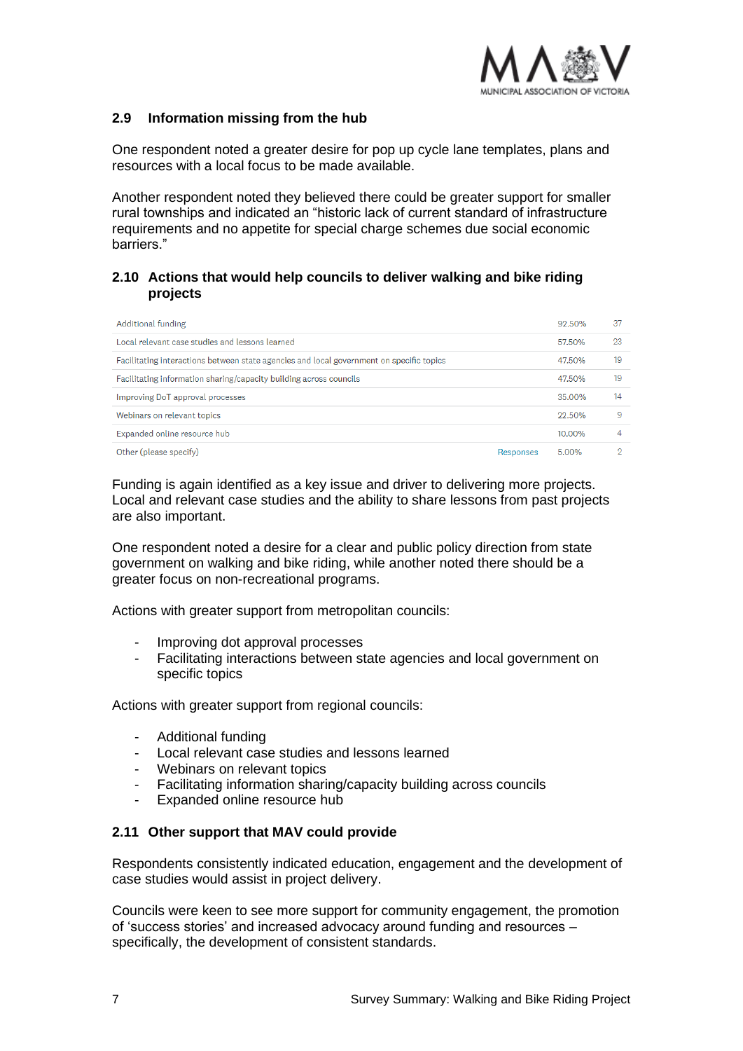### 2.9 Information missing from the hub

One respondent noted a greater desire for pop up cycle lane templates, plans and resources with a local focus to be made available.

Another respondent noted they believed there could be greater support for smaller rural townships and indicated an "historic lack of current standard of infrastructure requirements and no appetite for special charge schemes due social economic barriers."

### 2.10 Actions that would help councils to deliver walking and bike riding projects

| | | | |
|---|---|---|---|
| Additional funding | | 92.50% | 37 |
| Local relevant case studies and lessons learned | | 57.50% | 23 |
| Facilitating interactions between state agencies and local government on specific topics | | 47.50% | 19 |
| Facilitating information sharing/capacity building across councils | | 47.50% | 19 |
| Improving DoT approval processes | | 35.00% | 14 |
| Webinars on relevant topics | | 22.50% | 9 |
| Expanded online resource hub | | 10.00% | 4 |
| Other (please specify) | Responses | 5.00% | 2 |

Funding is again identified as a key issue and driver to delivering more projects. Local and relevant case studies and the ability to share lessons from past projects are also important.

One respondent noted a desire for a clear and public policy direction from state government on walking and bike riding, while another noted there should be a greater focus on non-recreational programs.

Actions with greater support from metropolitan councils:

- Improving dot approval processes
- Facilitating interactions between state agencies and local government on specific topics

Actions with greater support from regional councils:

- Additional funding
- Local relevant case studies and lessons learned
- Webinars on relevant topics
- Facilitating information sharing/capacity building across councils
- Expanded online resource hub

### 2.11 Other support that MAV could provide

Respondents consistently indicated education, engagement and the development of case studies would assist in project delivery.

Councils were keen to see more support for community engagement, the promotion of 'success stories' and increased advocacy around funding and resources – specifically, the development of consistent standards.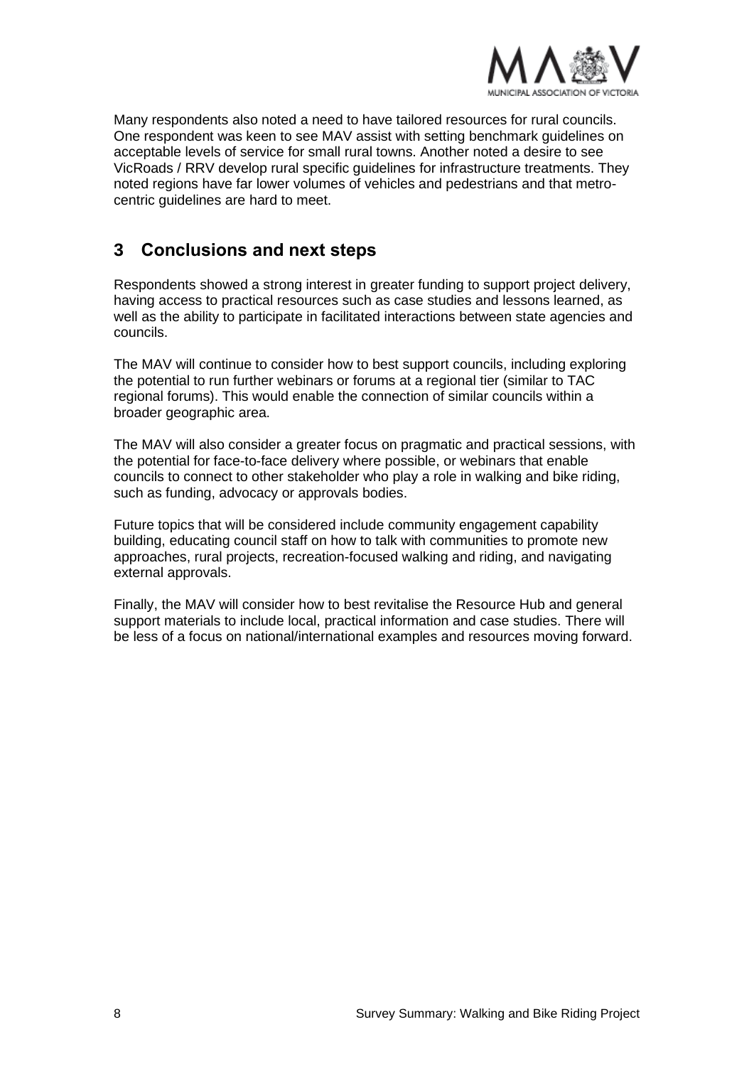Many respondents also noted a need to have tailored resources for rural councils. One respondent was keen to see MAV assist with setting benchmark guidelines on acceptable levels of service for small rural towns. Another noted a desire to see VicRoads / RRV develop rural specific guidelines for infrastructure treatments. They noted regions have far lower volumes of vehicles and pedestrians and that metro-centric guidelines are hard to meet.

## 3 Conclusions and next steps

Respondents showed a strong interest in greater funding to support project delivery, having access to practical resources such as case studies and lessons learned, as well as the ability to participate in facilitated interactions between state agencies and councils.

The MAV will continue to consider how to best support councils, including exploring the potential to run further webinars or forums at a regional tier (similar to TAC regional forums). This would enable the connection of similar councils within a broader geographic area.

The MAV will also consider a greater focus on pragmatic and practical sessions, with the potential for face-to-face delivery where possible, or webinars that enable councils to connect to other stakeholder who play a role in walking and bike riding, such as funding, advocacy or approvals bodies.

Future topics that will be considered include community engagement capability building, educating council staff on how to talk with communities to promote new approaches, rural projects, recreation-focused walking and riding, and navigating external approvals.

Finally, the MAV will consider how to best revitalise the Resource Hub and general support materials to include local, practical information and case studies. There will be less of a focus on national/international examples and resources moving forward.